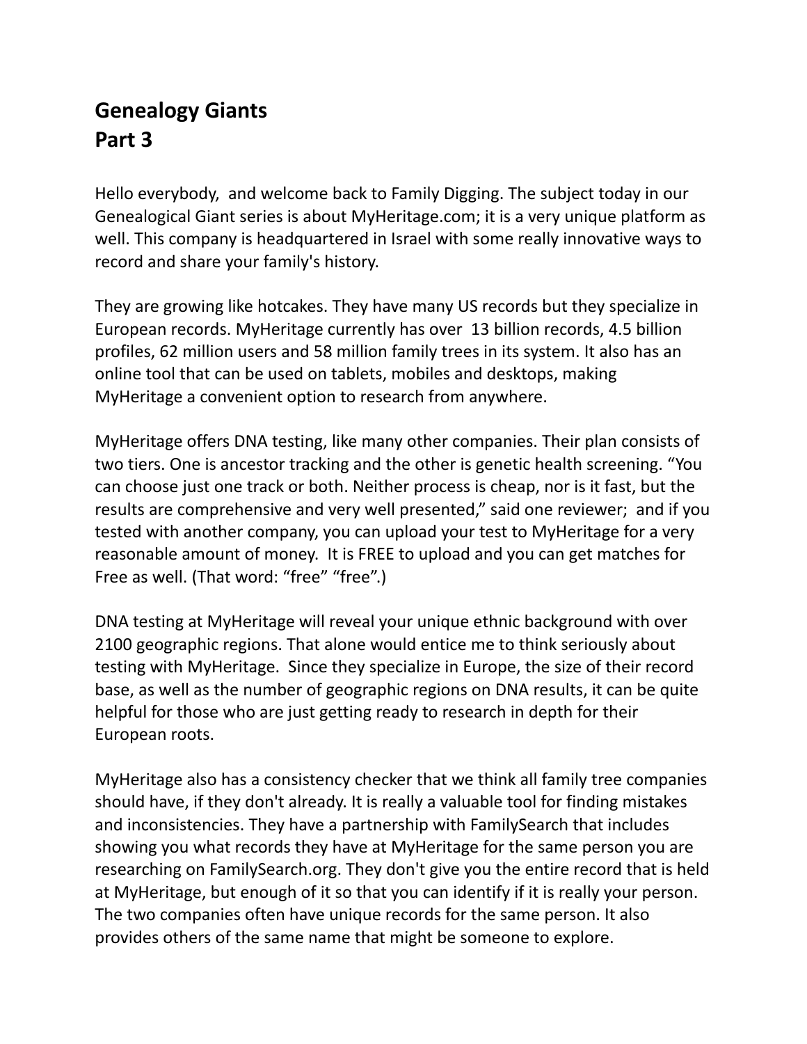## Genealogy Giants
## Part 3

Hello everybody,  and welcome back to Family Digging. The subject today in our Genealogical Giant series is about MyHeritage.com; it is a very unique platform as well. This company is headquartered in Israel with some really innovative ways to record and share your family's history.

They are growing like hotcakes. They have many US records but they specialize in European records. MyHeritage currently has over  13 billion records, 4.5 billion profiles, 62 million users and 58 million family trees in its system. It also has an online tool that can be used on tablets, mobiles and desktops, making MyHeritage a convenient option to research from anywhere.

MyHeritage offers DNA testing, like many other companies. Their plan consists of two tiers. One is ancestor tracking and the other is genetic health screening. "You can choose just one track or both. Neither process is cheap, nor is it fast, but the results are comprehensive and very well presented," said one reviewer;  and if you tested with another company, you can upload your test to MyHeritage for a very reasonable amount of money.  It is FREE to upload and you can get matches for Free as well. (That word: "free" "free".)

DNA testing at MyHeritage will reveal your unique ethnic background with over 2100 geographic regions. That alone would entice me to think seriously about testing with MyHeritage.  Since they specialize in Europe, the size of their record base, as well as the number of geographic regions on DNA results, it can be quite helpful for those who are just getting ready to research in depth for their European roots.

MyHeritage also has a consistency checker that we think all family tree companies should have, if they don't already. It is really a valuable tool for finding mistakes and inconsistencies. They have a partnership with FamilySearch that includes showing you what records they have at MyHeritage for the same person you are researching on FamilySearch.org. They don't give you the entire record that is held at MyHeritage, but enough of it so that you can identify if it is really your person. The two companies often have unique records for the same person. It also provides others of the same name that might be someone to explore.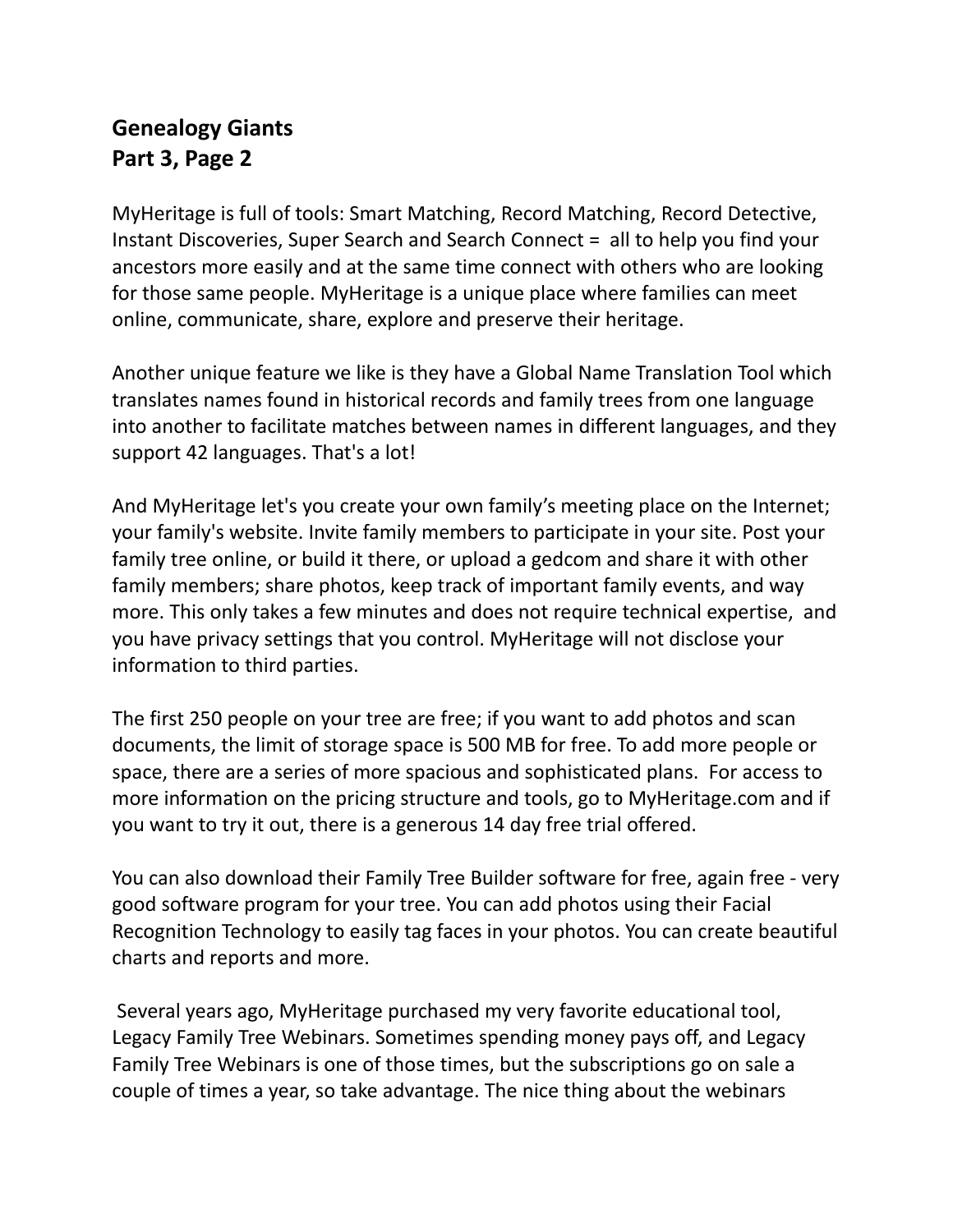**Genealogy Giants**
**Part 3, Page 2**

MyHeritage is full of tools: Smart Matching, Record Matching, Record Detective, Instant Discoveries, Super Search and Search Connect = all to help you find your ancestors more easily and at the same time connect with others who are looking for those same people. MyHeritage is a unique place where families can meet online, communicate, share, explore and preserve their heritage.

Another unique feature we like is they have a Global Name Translation Tool which translates names found in historical records and family trees from one language into another to facilitate matches between names in different languages, and they support 42 languages. That's a lot!

And MyHeritage let's you create your own family's meeting place on the Internet; your family's website. Invite family members to participate in your site. Post your family tree online, or build it there, or upload a gedcom and share it with other family members; share photos, keep track of important family events, and way more. This only takes a few minutes and does not require technical expertise, and you have privacy settings that you control. MyHeritage will not disclose your information to third parties.

The first 250 people on your tree are free; if you want to add photos and scan documents, the limit of storage space is 500 MB for free. To add more people or space, there are a series of more spacious and sophisticated plans. For access to more information on the pricing structure and tools, go to MyHeritage.com and if you want to try it out, there is a generous 14 day free trial offered.

You can also download their Family Tree Builder software for free, again free - very good software program for your tree. You can add photos using their Facial Recognition Technology to easily tag faces in your photos. You can create beautiful charts and reports and more.

Several years ago, MyHeritage purchased my very favorite educational tool, Legacy Family Tree Webinars. Sometimes spending money pays off, and Legacy Family Tree Webinars is one of those times, but the subscriptions go on sale a couple of times a year, so take advantage. The nice thing about the webinars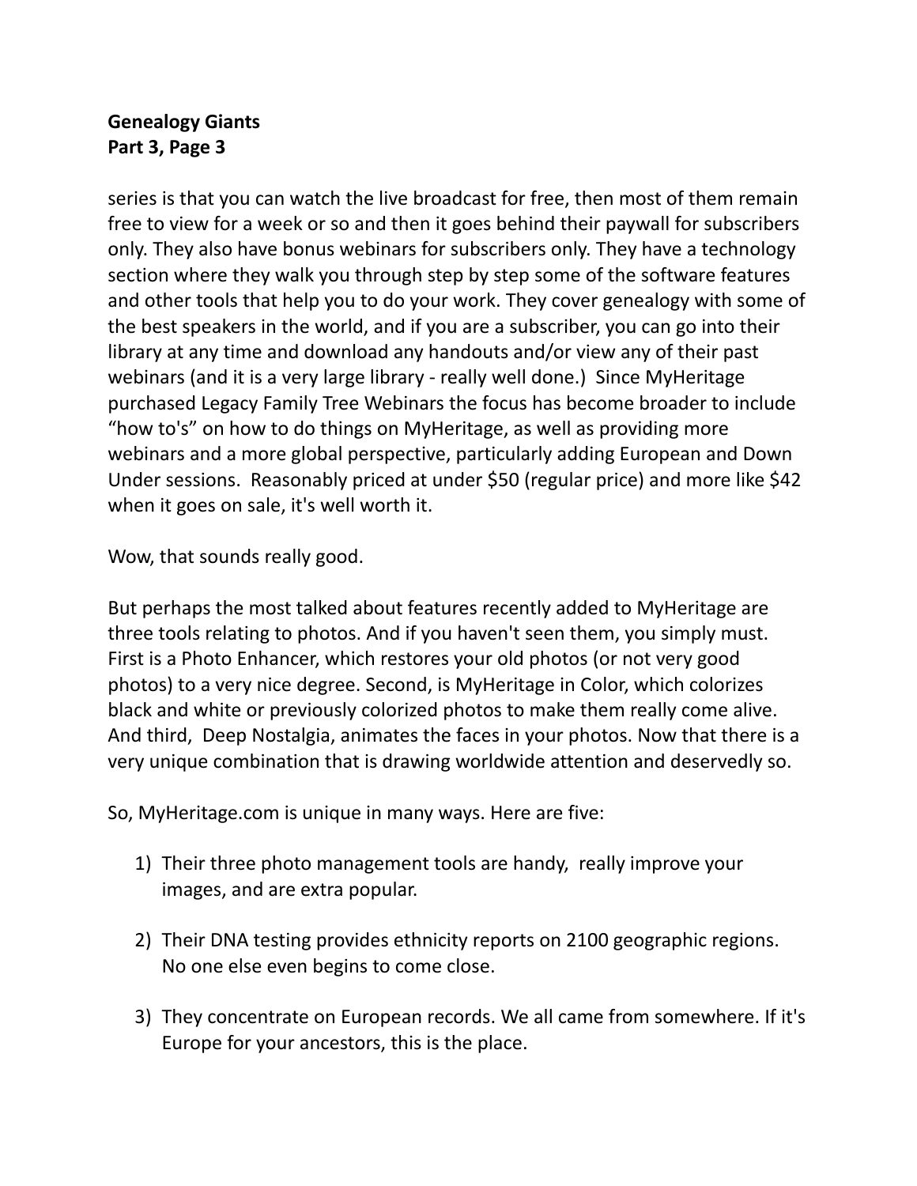series is that you can watch the live broadcast for free, then most of them remain free to view for a week or so and then it goes behind their paywall for subscribers only. They also have bonus webinars for subscribers only. They have a technology section where they walk you through step by step some of the software features and other tools that help you to do your work. They cover genealogy with some of the best speakers in the world, and if you are a subscriber, you can go into their library at any time and download any handouts and/or view any of their past webinars (and it is a very large library - really well done.)  Since MyHeritage purchased Legacy Family Tree Webinars the focus has become broader to include "how to's" on how to do things on MyHeritage, as well as providing more webinars and a more global perspective, particularly adding European and Down Under sessions.  Reasonably priced at under $50 (regular price) and more like $42 when it goes on sale, it's well worth it.

Wow, that sounds really good.

But perhaps the most talked about features recently added to MyHeritage are three tools relating to photos. And if you haven't seen them, you simply must. First is a Photo Enhancer, which restores your old photos (or not very good photos) to a very nice degree. Second, is MyHeritage in Color, which colorizes black and white or previously colorized photos to make them really come alive. And third,  Deep Nostalgia, animates the faces in your photos. Now that there is a very unique combination that is drawing worldwide attention and deservedly so.

So, MyHeritage.com is unique in many ways. Here are five:

1) Their three photo management tools are handy,  really improve your images, and are extra popular.

2) Their DNA testing provides ethnicity reports on 2100 geographic regions. No one else even begins to come close.

3) They concentrate on European records. We all came from somewhere. If it's Europe for your ancestors, this is the place.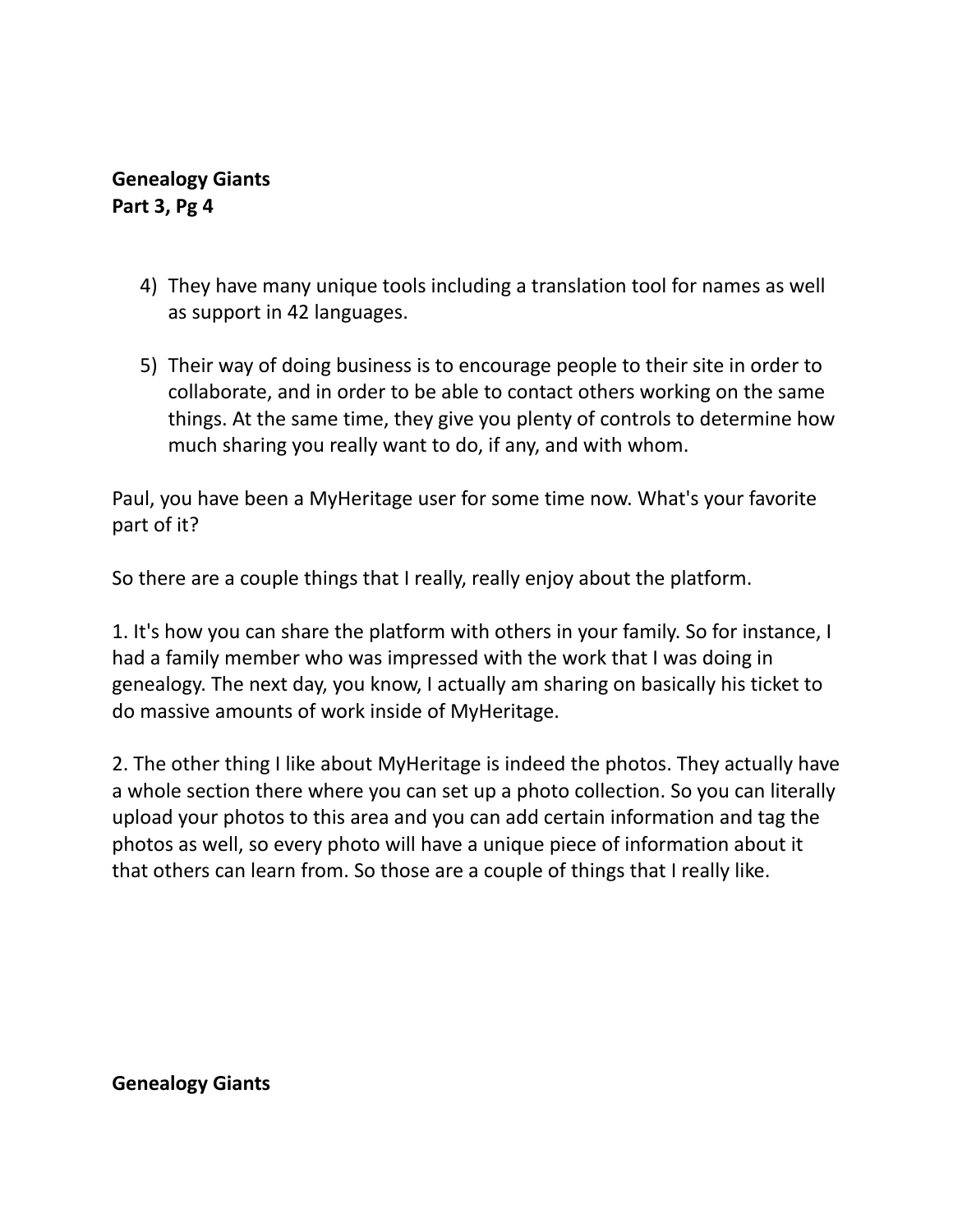4) They have many unique tools including a translation tool for names as well as support in 42 languages.

5) Their way of doing business is to encourage people to their site in order to collaborate, and in order to be able to contact others working on the same things. At the same time, they give you plenty of controls to determine how much sharing you really want to do, if any, and with whom.

Paul, you have been a MyHeritage user for some time now. What's your favorite part of it?

So there are a couple things that I really, really enjoy about the platform.

1. It's how you can share the platform with others in your family. So for instance, I had a family member who was impressed with the work that I was doing in genealogy. The next day, you know, I actually am sharing on basically his ticket to do massive amounts of work inside of MyHeritage.

2. The other thing I like about MyHeritage is indeed the photos. They actually have a whole section there where you can set up a photo collection. So you can literally upload your photos to this area and you can add certain information and tag the photos as well, so every photo will have a unique piece of information about it that others can learn from. So those are a couple of things that I really like.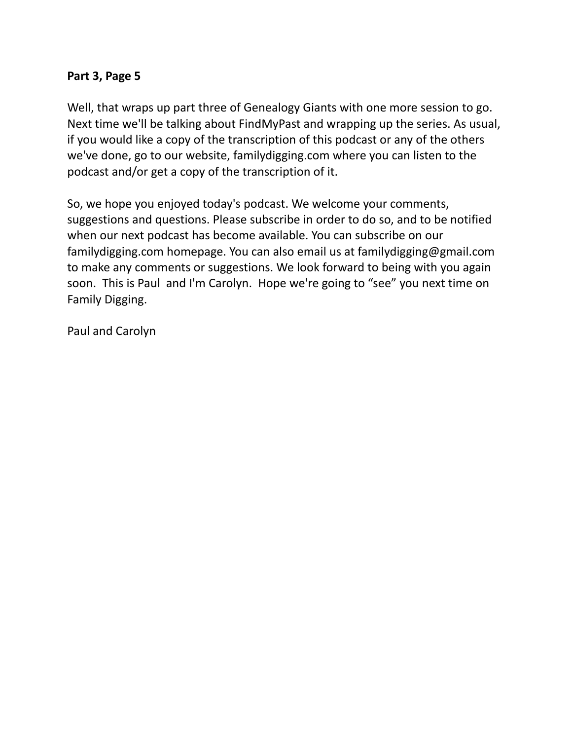**Part 3, Page 5**

Well, that wraps up part three of Genealogy Giants with one more session to go. Next time we'll be talking about FindMyPast and wrapping up the series. As usual, if you would like a copy of the transcription of this podcast or any of the others we've done, go to our website, familydigging.com where you can listen to the podcast and/or get a copy of the transcription of it.

So, we hope you enjoyed today's podcast. We welcome your comments, suggestions and questions. Please subscribe in order to do so, and to be notified when our next podcast has become available. You can subscribe on our familydigging.com homepage. You can also email us at familydigging@gmail.com to make any comments or suggestions. We look forward to being with you again soon. This is Paul and I'm Carolyn. Hope we're going to “see” you next time on Family Digging.

Paul and Carolyn